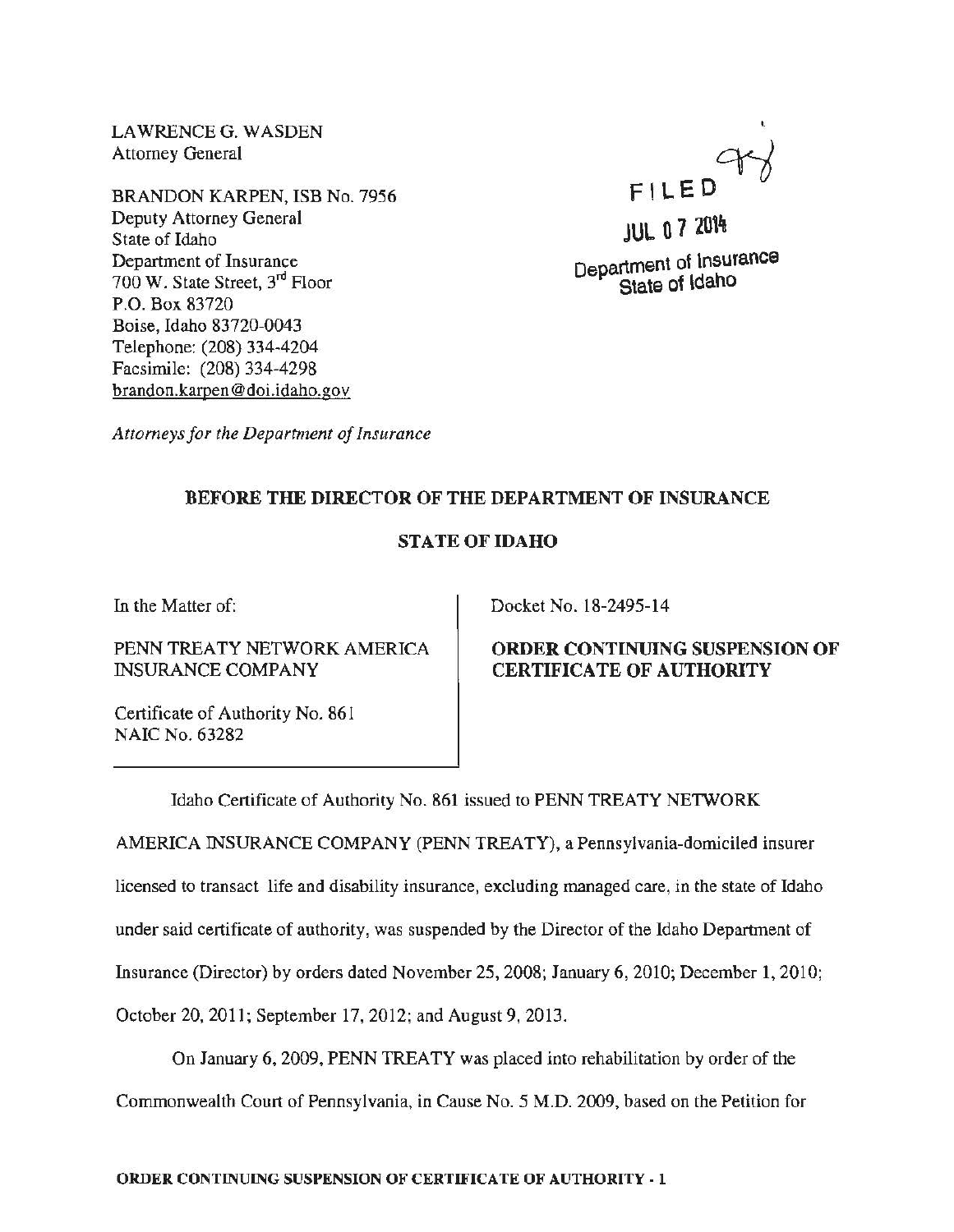LAWRENCE G. WASDEN
Attorney General

BRANDON KARPEN, ISB No. 7956
Deputy Attorney General
State of Idaho
Department of Insurance
700 W. State Street, 3rd Floor
P.O. Box 83720
Boise, Idaho 83720-0043
Telephone: (208) 334-4204
Facsimile: (208) 334-4298
brandon.karpen@doi.idaho.gov

*Attorneys for the Department of Insurance*

FILED
JUL 07 2014
Department of Insurance
State of Idaho

**BEFORE THE DIRECTOR OF THE DEPARTMENT OF INSURANCE**

**STATE OF IDAHO**

| In the Matter of: PENN TREATY NETWORK AMERICA INSURANCE COMPANY Certificate of Authority No. 861 NAIC No. 63282 | Docket No. 18-2495-14 **ORDER CONTINUING SUSPENSION OF CERTIFICATE OF AUTHORITY** |
|---|---|

Idaho Certificate of Authority No. 861 issued to PENN TREATY NETWORK AMERICA INSURANCE COMPANY (PENN TREATY), a Pennsylvania-domiciled insurer licensed to transact life and disability insurance, excluding managed care, in the state of Idaho under said certificate of authority, was suspended by the Director of the Idaho Department of Insurance (Director) by orders dated November 25, 2008; January 6, 2010; December 1, 2010; October 20, 2011; September 17, 2012; and August 9, 2013.

On January 6, 2009, PENN TREATY was placed into rehabilitation by order of the Commonwealth Court of Pennsylvania, in Cause No. 5 M.D. 2009, based on the Petition for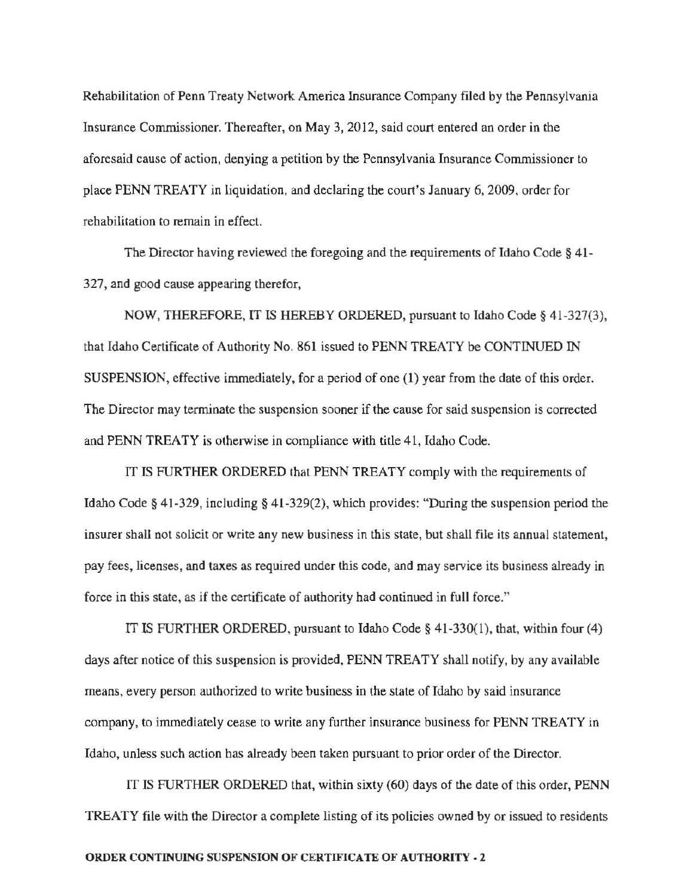Rehabilitation of Penn Treaty Network America Insurance Company filed by the Pennsylvania Insurance Commissioner. Thereafter, on May 3, 2012, said court entered an order in the aforesaid cause of action, denying a petition by the Pennsylvania Insurance Commissioner to place PENN TREATY in liquidation, and declaring the court's January 6, 2009, order for rehabilitation to remain in effect.

The Director having reviewed the foregoing and the requirements of Idaho Code § 41-327, and good cause appearing therefor,

NOW, THEREFORE, IT IS HEREBY ORDERED, pursuant to Idaho Code § 41-327(3), that Idaho Certificate of Authority No. 861 issued to PENN TREATY be CONTINUED IN SUSPENSION, effective immediately, for a period of one (1) year from the date of this order. The Director may terminate the suspension sooner if the cause for said suspension is corrected and PENN TREATY is otherwise in compliance with title 41, Idaho Code.

IT IS FURTHER ORDERED that PENN TREATY comply with the requirements of Idaho Code § 41-329, including § 41-329(2), which provides: "During the suspension period the insurer shall not solicit or write any new business in this state, but shall file its annual statement, pay fees, licenses, and taxes as required under this code, and may service its business already in force in this state, as if the certificate of authority had continued in full force."

IT IS FURTHER ORDERED, pursuant to Idaho Code § 41-330(1), that, within four (4) days after notice of this suspension is provided, PENN TREATY shall notify, by any available means, every person authorized to write business in the state of Idaho by said insurance company, to immediately cease to write any further insurance business for PENN TREATY in Idaho, unless such action has already been taken pursuant to prior order of the Director.

IT IS FURTHER ORDERED that, within sixty (60) days of the date of this order, PENN TREATY file with the Director a complete listing of its policies owned by or issued to residents

**ORDER CONTINUING SUSPENSION OF CERTIFICATE OF AUTHORITY - 2**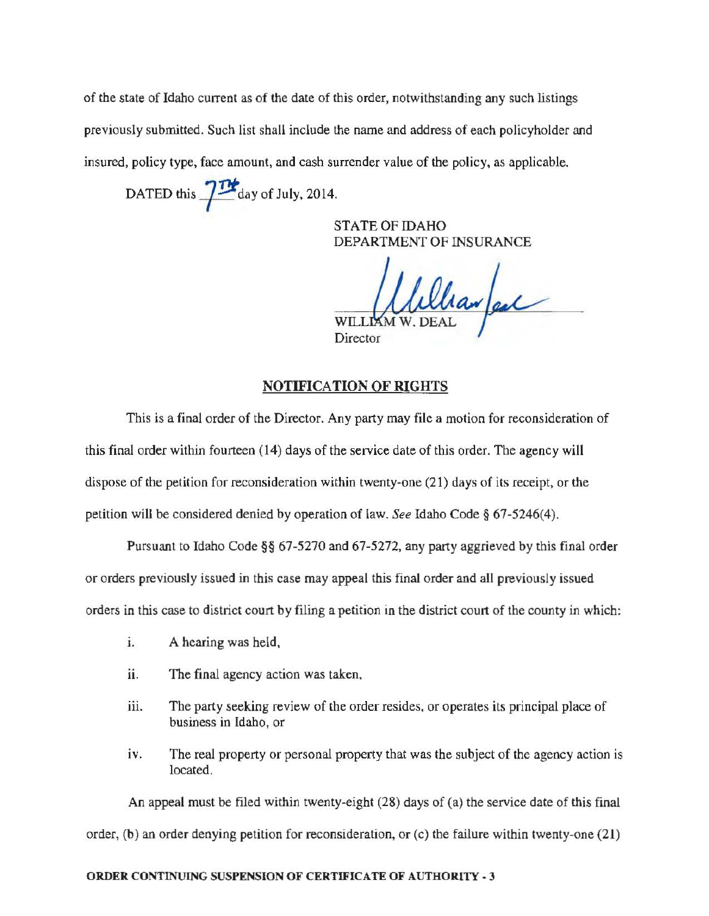of the state of Idaho current as of the date of this order, notwithstanding any such listings previously submitted. Such list shall include the name and address of each policyholder and insured, policy type, face amount, and cash surrender value of the policy, as applicable.

DATED this 7TH day of July, 2014.

STATE OF IDAHO
DEPARTMENT OF INSURANCE

WILLIAM W. DEAL
Director

## NOTIFICATION OF RIGHTS

This is a final order of the Director. Any party may file a motion for reconsideration of this final order within fourteen (14) days of the service date of this order. The agency will dispose of the petition for reconsideration within twenty-one (21) days of its receipt, or the petition will be considered denied by operation of law. *See* Idaho Code § 67-5246(4).

Pursuant to Idaho Code §§ 67-5270 and 67-5272, any party aggrieved by this final order or orders previously issued in this case may appeal this final order and all previously issued orders in this case to district court by filing a petition in the district court of the county in which:

i. A hearing was held,

ii. The final agency action was taken,

iii. The party seeking review of the order resides, or operates its principal place of business in Idaho, or

iv. The real property or personal property that was the subject of the agency action is located.

An appeal must be filed within twenty-eight (28) days of (a) the service date of this final order, (b) an order denying petition for reconsideration, or (c) the failure within twenty-one (21)

**ORDER CONTINUING SUSPENSION OF CERTIFICATE OF AUTHORITY - 3**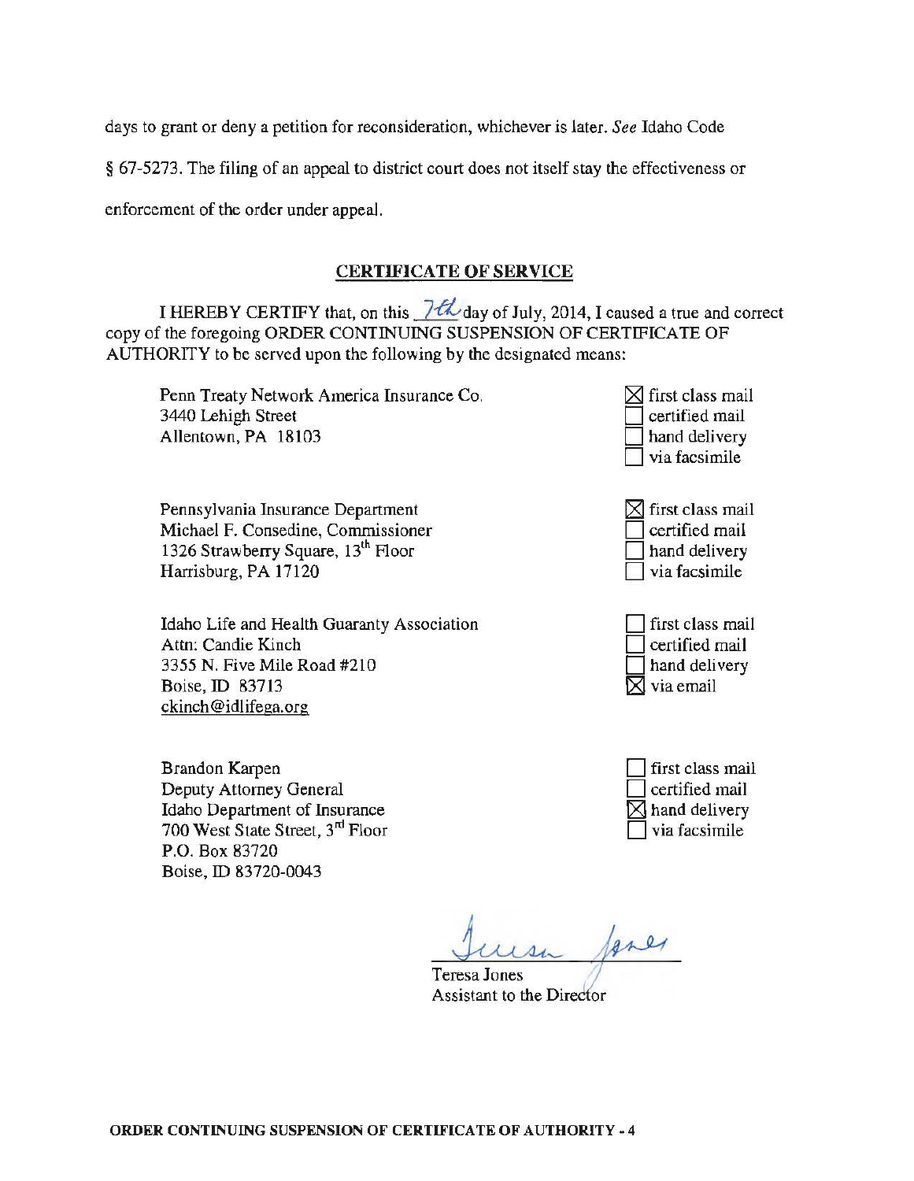days to grant or deny a petition for reconsideration, whichever is later. *See* Idaho Code § 67-5273. The filing of an appeal to district court does not itself stay the effectiveness or enforcement of the order under appeal.

## CERTIFICATE OF SERVICE

I HEREBY CERTIFY that, on this 7th day of July, 2014, I caused a true and correct copy of the foregoing ORDER CONTINUING SUSPENSION OF CERTIFICATE OF AUTHORITY to be served upon the following by the designated means:

| | |
|---|---|
| Penn Treaty Network America Insurance Co.<br>3440 Lehigh Street<br>Allentown, PA 18103 | ☒ first class mail<br>☐ certified mail<br>☐ hand delivery<br>☐ via facsimile |
| Pennsylvania Insurance Department<br>Michael F. Consedine, Commissioner<br>1326 Strawberry Square, 13th Floor<br>Harrisburg, PA 17120 | ☒ first class mail<br>☐ certified mail<br>☐ hand delivery<br>☐ via facsimile |
| Idaho Life and Health Guaranty Association<br>Attn: Candie Kinch<br>3355 N. Five Mile Road #210<br>Boise, ID 83713<br>ckinch@idlifega.org | ☐ first class mail<br>☐ certified mail<br>☐ hand delivery<br>☒ via email |
| Brandon Karpen<br>Deputy Attorney General<br>Idaho Department of Insurance<br>700 West State Street, 3rd Floor<br>P.O. Box 83720<br>Boise, ID 83720-0043 | ☐ first class mail<br>☐ certified mail<br>☒ hand delivery<br>☐ via facsimile |

Teresa Jones
Assistant to the Director

**ORDER CONTINUING SUSPENSION OF CERTIFICATE OF AUTHORITY - 4**